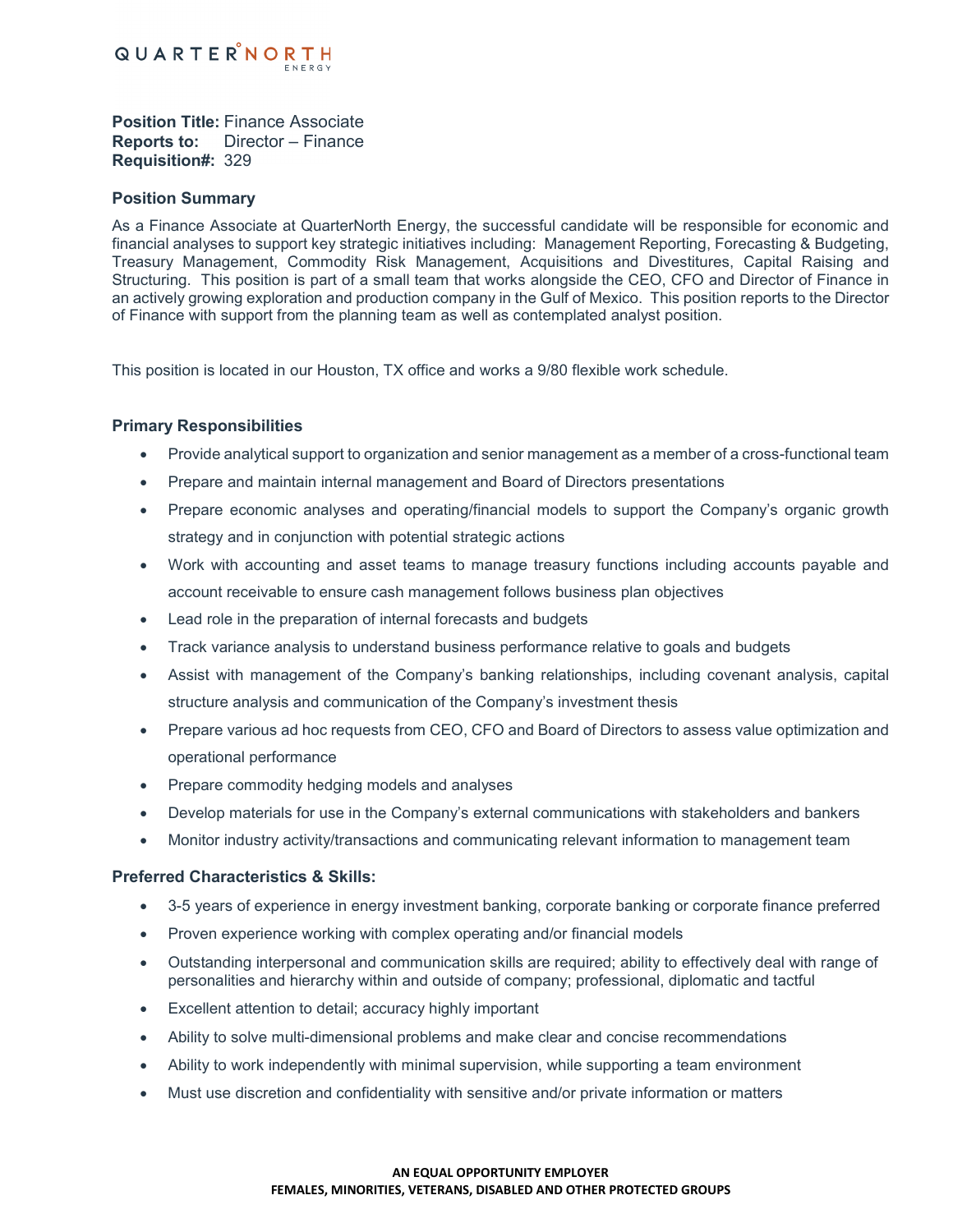QUARTERNORTH ENERGY

**Position Title:** Finance Associate
**Reports to:** Director – Finance
**Requisition#:** 329

### Position Summary

As a Finance Associate at QuarterNorth Energy, the successful candidate will be responsible for economic and financial analyses to support key strategic initiatives including: Management Reporting, Forecasting & Budgeting, Treasury Management, Commodity Risk Management, Acquisitions and Divestitures, Capital Raising and Structuring. This position is part of a small team that works alongside the CEO, CFO and Director of Finance in an actively growing exploration and production company in the Gulf of Mexico. This position reports to the Director of Finance with support from the planning team as well as contemplated analyst position.

This position is located in our Houston, TX office and works a 9/80 flexible work schedule.

### Primary Responsibilities

- Provide analytical support to organization and senior management as a member of a cross-functional team
- Prepare and maintain internal management and Board of Directors presentations
- Prepare economic analyses and operating/financial models to support the Company's organic growth strategy and in conjunction with potential strategic actions
- Work with accounting and asset teams to manage treasury functions including accounts payable and account receivable to ensure cash management follows business plan objectives
- Lead role in the preparation of internal forecasts and budgets
- Track variance analysis to understand business performance relative to goals and budgets
- Assist with management of the Company's banking relationships, including covenant analysis, capital structure analysis and communication of the Company's investment thesis
- Prepare various ad hoc requests from CEO, CFO and Board of Directors to assess value optimization and operational performance
- Prepare commodity hedging models and analyses
- Develop materials for use in the Company's external communications with stakeholders and bankers
- Monitor industry activity/transactions and communicating relevant information to management team

### Preferred Characteristics & Skills:

- 3-5 years of experience in energy investment banking, corporate banking or corporate finance preferred
- Proven experience working with complex operating and/or financial models
- Outstanding interpersonal and communication skills are required; ability to effectively deal with range of personalities and hierarchy within and outside of company; professional, diplomatic and tactful
- Excellent attention to detail; accuracy highly important
- Ability to solve multi-dimensional problems and make clear and concise recommendations
- Ability to work independently with minimal supervision, while supporting a team environment
- Must use discretion and confidentiality with sensitive and/or private information or matters

**AN EQUAL OPPORTUNITY EMPLOYER**
**FEMALES, MINORITIES, VETERANS, DISABLED AND OTHER PROTECTED GROUPS**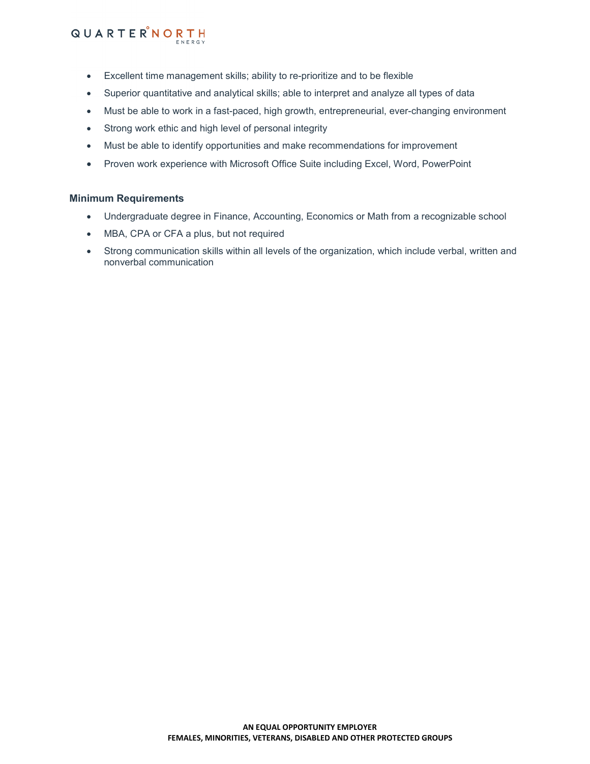- Excellent time management skills; ability to re-prioritize and to be flexible
- Superior quantitative and analytical skills; able to interpret and analyze all types of data
- Must be able to work in a fast-paced, high growth, entrepreneurial, ever-changing environment
- Strong work ethic and high level of personal integrity
- Must be able to identify opportunities and make recommendations for improvement
- Proven work experience with Microsoft Office Suite including Excel, Word, PowerPoint

### Minimum Requirements

- Undergraduate degree in Finance, Accounting, Economics or Math from a recognizable school
- MBA, CPA or CFA a plus, but not required
- Strong communication skills within all levels of the organization, which include verbal, written and nonverbal communication

**AN EQUAL OPPORTUNITY EMPLOYER**
**FEMALES, MINORITIES, VETERANS, DISABLED AND OTHER PROTECTED GROUPS**